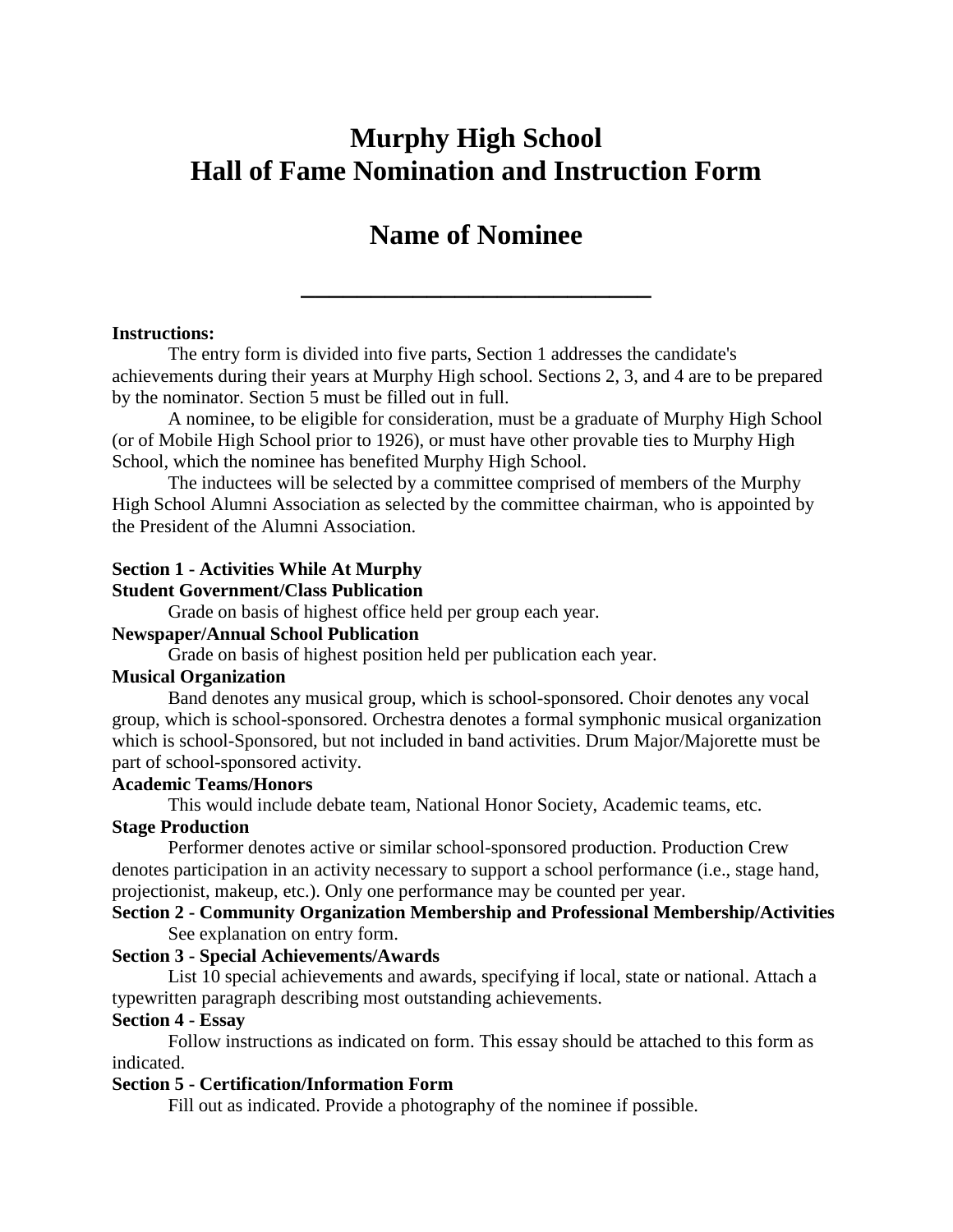# Murphy High School
# Hall of Fame Nomination and Instruction Form

## Name of Nominee

\_\_\_\_\_\_\_\_\_\_\_\_\_\_\_\_\_\_\_\_\_\_\_\_\_\_\_\_

**Instructions:**

The entry form is divided into five parts, Section 1 addresses the candidate's achievements during their years at Murphy High school. Sections 2, 3, and 4 are to be prepared by the nominator. Section 5 must be filled out in full.

A nominee, to be eligible for consideration, must be a graduate of Murphy High School (or of Mobile High School prior to 1926), or must have other provable ties to Murphy High School, which the nominee has benefited Murphy High School.

The inductees will be selected by a committee comprised of members of the Murphy High School Alumni Association as selected by the committee chairman, who is appointed by the President of the Alumni Association.

**Section 1 - Activities While At Murphy**

**Student Government/Class Publication**

Grade on basis of highest office held per group each year.

**Newspaper/Annual School Publication**

Grade on basis of highest position held per publication each year.

**Musical Organization**

Band denotes any musical group, which is school-sponsored. Choir denotes any vocal group, which is school-sponsored. Orchestra denotes a formal symphonic musical organization which is school-Sponsored, but not included in band activities. Drum Major/Majorette must be part of school-sponsored activity.

**Academic Teams/Honors**

This would include debate team, National Honor Society, Academic teams, etc.

**Stage Production**

Performer denotes active or similar school-sponsored production. Production Crew denotes participation in an activity necessary to support a school performance (i.e., stage hand, projectionist, makeup, etc.). Only one performance may be counted per year.

**Section 2 - Community Organization Membership and Professional Membership/Activities**

See explanation on entry form.

**Section 3 - Special Achievements/Awards**

List 10 special achievements and awards, specifying if local, state or national. Attach a typewritten paragraph describing most outstanding achievements.

**Section 4 - Essay**

Follow instructions as indicated on form. This essay should be attached to this form as indicated.

**Section 5 - Certification/Information Form**

Fill out as indicated. Provide a photography of the nominee if possible.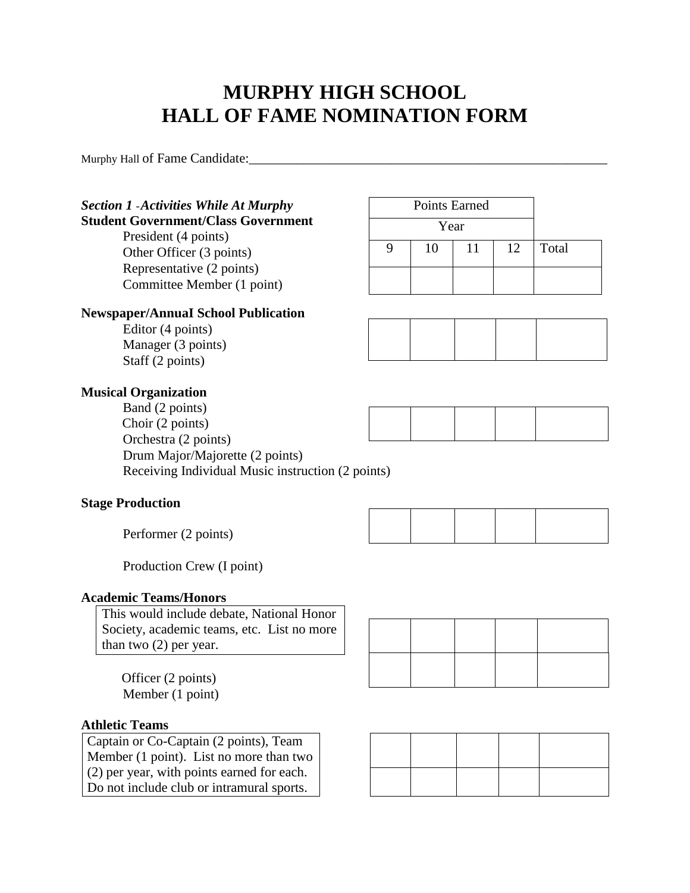# MURPHY HIGH SCHOOL
# HALL OF FAME NOMINATION FORM

Murphy Hall of Fame Candidate:______________________________________________________

***Section 1** - Activities While At Murphy*

**Student Government/Class Government**

- President (4 points)
- Other Officer (3 points)
- Representative (2 points)
- Committee Member (1 point)

| Points Earned | | | | |
|---|---|---|---|---|
| Year | | | | |
| 9 | 10 | 11 | 12 | Total |
| | | | | |

**Newspaper/AnnuaI School Publication**

- Editor (4 points)
- Manager (3 points)
- Staff (2 points)

| 9 | 10 | 11 | 12 | Total |
|---|---|---|---|---|
| | | | | |

**Musical Organization**

- Band (2 points)
- Choir (2 points)
- Orchestra (2 points)
- Drum Major/Majorette (2 points)
- Receiving Individual Music instruction (2 points)

| 9 | 10 | 11 | 12 | Total |
|---|---|---|---|---|
| | | | | |

**Stage Production**

- Performer (2 points)
- Production Crew (I point)

| 9 | 10 | 11 | 12 | Total |
|---|---|---|---|---|
| | | | | |

**Academic Teams/Honors**

This would include debate, National Honor Society, academic teams, etc. List no more than two (2) per year.

- Officer (2 points)
- Member (1 point)

| 9 | 10 | 11 | 12 | Total |
|---|---|---|---|---|
| | | | | |
| | | | | |

**Athletic Teams**

Captain or Co-Captain (2 points), Team Member (1 point). List no more than two (2) per year, with points earned for each. Do not include club or intramural sports.

| 9 | 10 | 11 | 12 | Total |
|---|---|---|---|---|
| | | | | |
| | | | | |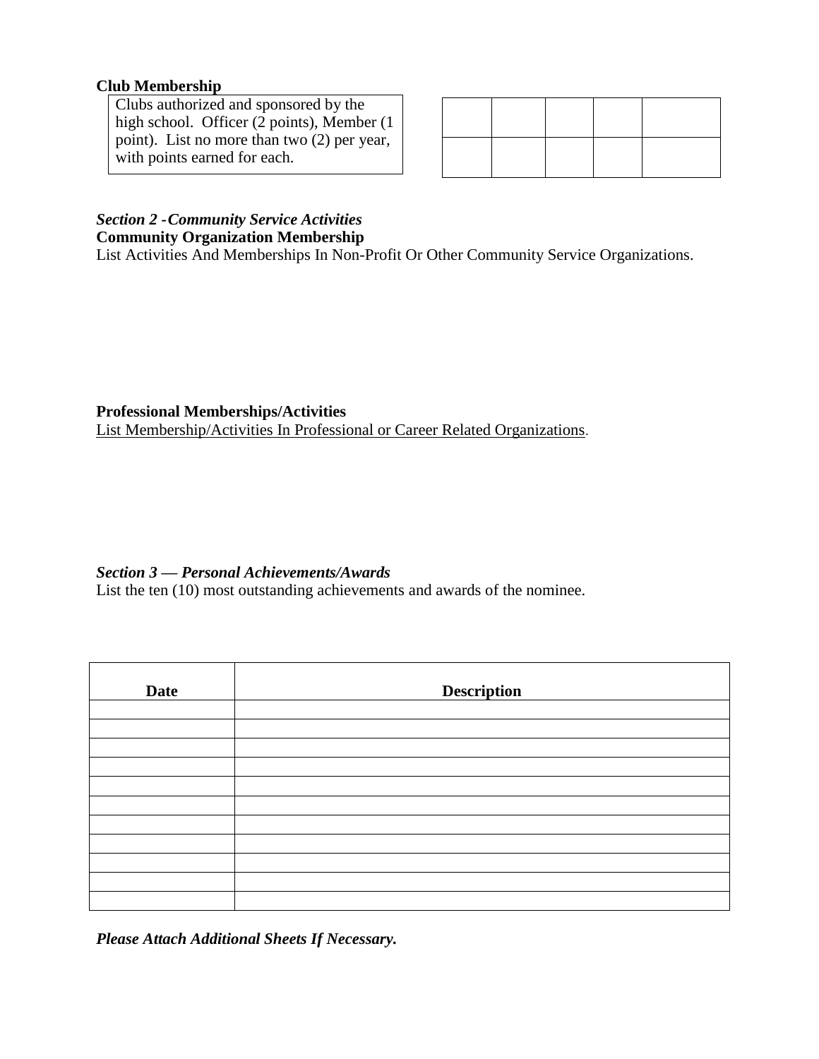**Club Membership**

Clubs authorized and sponsored by the high school. Officer (2 points), Member (1 point). List no more than two (2) per year, with points earned for each.

| | | | | |
|---|---|---|---|---|
| | | | | |
| | | | | |

***Section 2 - Community Service Activities***

**Community Organization Membership**

List Activities And Memberships In Non-Profit Or Other Community Service Organizations.

**Professional Memberships/Activities**

List Membership/Activities In Professional or Career Related Organizations.

***Section 3 — Personal Achievements/Awards***

List the ten (10) most outstanding achievements and awards of the nominee.

| Date | Description |
|---|---|
| | |
| | |
| | |
| | |
| | |
| | |
| | |
| | |
| | |
| | |
| | |

***Please Attach Additional Sheets If Necessary.***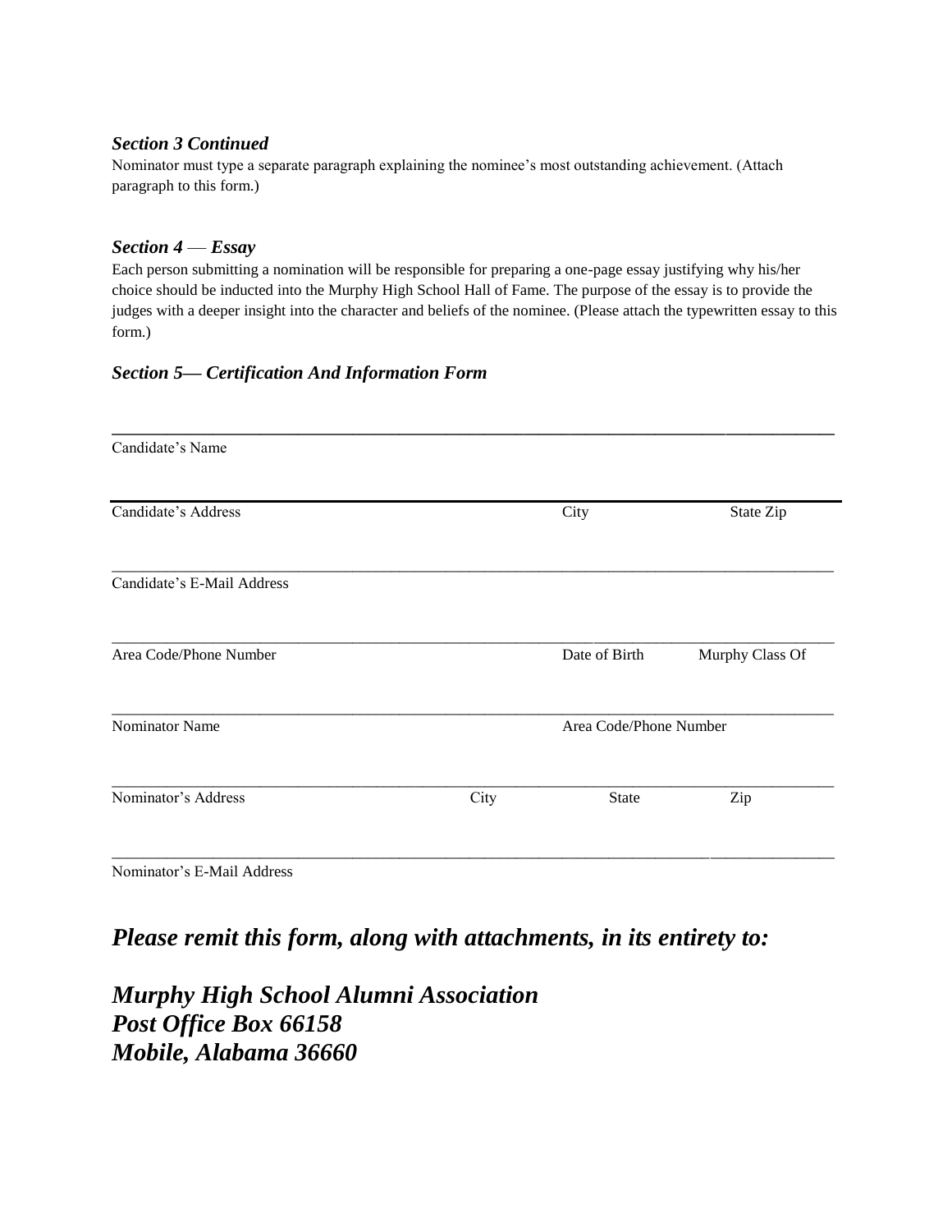### *Section 3 Continued*

Nominator must type a separate paragraph explaining the nominee's most outstanding achievement. (Attach paragraph to this form.)

### *Section 4 — Essay*

Each person submitting a nomination will be responsible for preparing a one-page essay justifying why his/her choice should be inducted into the Murphy High School Hall of Fame. The purpose of the essay is to provide the judges with a deeper insight into the character and beliefs of the nominee. (Please attach the typewritten essay to this form.)

### *Section 5— Certification And Information Form*

\_\_\_\_\_\_\_\_\_\_\_\_\_\_\_\_\_\_\_\_\_\_\_\_\_\_\_\_\_\_\_\_\_\_\_\_\_\_\_\_\_\_\_\_\_\_\_\_\_\_\_\_\_\_\_\_\_\_\_\_\_\_\_\_\_\_\_\_\_\_\_\_\_\_\_\_\_\_

Candidate's Name

\_\_\_\_\_\_\_\_\_\_\_\_\_\_\_\_\_\_\_\_\_\_\_\_\_\_\_\_\_\_\_\_\_\_\_\_\_\_\_\_\_\_\_\_\_\_\_\_\_\_\_\_\_\_\_\_\_\_\_\_\_\_\_\_\_\_\_\_\_\_\_\_\_\_\_\_\_\_

Candidate's Address City State Zip

\_\_\_\_\_\_\_\_\_\_\_\_\_\_\_\_\_\_\_\_\_\_\_\_\_\_\_\_\_\_\_\_\_\_\_\_\_\_\_\_\_\_\_\_\_\_\_\_\_\_\_\_\_\_\_\_\_\_\_\_\_\_\_\_\_\_\_\_\_\_\_\_\_\_\_\_\_\_

Candidate's E-Mail Address

\_\_\_\_\_\_\_\_\_\_\_\_\_\_\_\_\_\_\_\_\_\_\_\_\_\_\_\_\_\_\_\_\_\_\_\_\_\_\_\_\_\_\_\_\_\_\_\_\_\_\_\_\_\_\_\_\_\_\_\_\_\_\_\_\_\_\_\_\_\_\_\_\_\_\_\_\_\_

Area Code/Phone Number Date of Birth Murphy Class Of

\_\_\_\_\_\_\_\_\_\_\_\_\_\_\_\_\_\_\_\_\_\_\_\_\_\_\_\_\_\_\_\_\_\_\_\_\_\_\_\_\_\_\_\_\_\_\_\_\_\_\_\_\_\_\_\_\_\_\_\_\_\_\_\_\_\_\_\_\_\_\_\_\_\_\_\_\_\_

Nominator Name Area Code/Phone Number

\_\_\_\_\_\_\_\_\_\_\_\_\_\_\_\_\_\_\_\_\_\_\_\_\_\_\_\_\_\_\_\_\_\_\_\_\_\_\_\_\_\_\_\_\_\_\_\_\_\_\_\_\_\_\_\_\_\_\_\_\_\_\_\_\_\_\_\_\_\_\_\_\_\_\_\_\_\_

Nominator's Address City State Zip

\_\_\_\_\_\_\_\_\_\_\_\_\_\_\_\_\_\_\_\_\_\_\_\_\_\_\_\_\_\_\_\_\_\_\_\_\_\_\_\_\_\_\_\_\_\_\_\_\_\_\_\_\_\_\_\_\_\_\_\_\_\_\_\_\_\_\_\_\_\_\_\_\_\_\_\_\_\_

Nominator's E-Mail Address

## *Please remit this form, along with attachments, in its entirety to:*

## *Murphy High School Alumni Association*
## *Post Office Box 66158*
## *Mobile, Alabama 36660*